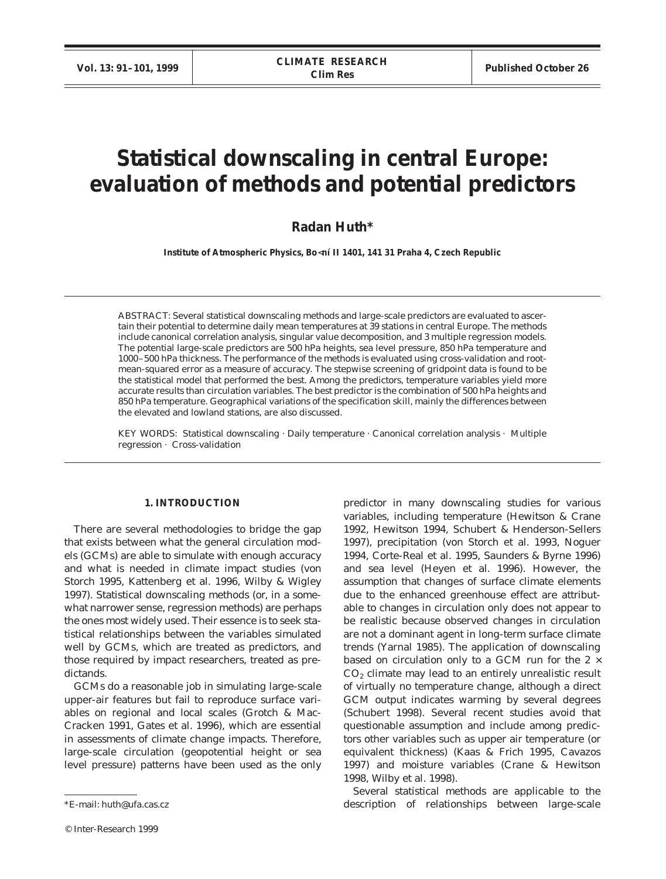# Statistical downscaling in central Europe: evaluation of methods and potential predictors

**Radan Huth***

**Institute of Atmospheric Physics, Boční II 1401, 141 31 Praha 4, Czech Republic**

ABSTRACT: Several statistical downscaling methods and large-scale predictors are evaluated to ascertain their potential to determine daily mean temperatures at 39 stations in central Europe. The methods include canonical correlation analysis, singular value decomposition, and 3 multiple regression models. The potential large-scale predictors are 500 hPa heights, sea level pressure, 850 hPa temperature and 1000–500 hPa thickness. The performance of the methods is evaluated using cross-validation and root-mean-squared error as a measure of accuracy. The stepwise screening of gridpoint data is found to be the statistical model that performed the best. Among the predictors, temperature variables yield more accurate results than circulation variables. The best predictor is the combination of 500 hPa heights and 850 hPa temperature. Geographical variations of the specification skill, mainly the differences between the elevated and lowland stations, are also discussed.

KEY WORDS: Statistical downscaling · Daily temperature · Canonical correlation analysis · Multiple regression · Cross-validation

## 1. INTRODUCTION

There are several methodologies to bridge the gap that exists between what the general circulation models (GCMs) are able to simulate with enough accuracy and what is needed in climate impact studies (von Storch 1995, Kattenberg et al. 1996, Wilby & Wigley 1997). Statistical downscaling methods (or, in a somewhat narrower sense, regression methods) are perhaps the ones most widely used. Their essence is to seek statistical relationships between the variables simulated well by GCMs, which are treated as predictors, and those required by impact researchers, treated as predictands.

GCMs do a reasonable job in simulating large-scale upper-air features but fail to reproduce surface variables on regional and local scales (Grotch & MacCracken 1991, Gates et al. 1996), which are essential in assessments of climate change impacts. Therefore, large-scale circulation (geopotential height or sea level pressure) patterns have been used as the only predictor in many downscaling studies for various variables, including temperature (Hewitson & Crane 1992, Hewitson 1994, Schubert & Henderson-Sellers 1997), precipitation (von Storch et al. 1993, Noguer 1994, Corte-Real et al. 1995, Saunders & Byrne 1996) and sea level (Heyen et al. 1996). However, the assumption that changes of surface climate elements due to the enhanced greenhouse effect are attributable to changes in circulation only does not appear to be realistic because observed changes in circulation are not a dominant agent in long-term surface climate trends (Yarnal 1985). The application of downscaling based on circulation only to a GCM run for the 2 × $CO_2$ climate may lead to an entirely unrealistic result of virtually no temperature change, although a direct GCM output indicates warming by several degrees (Schubert 1998). Several recent studies avoid that questionable assumption and include among predictors other variables such as upper air temperature (or equivalent thickness) (Kaas & Frich 1995, Cavazos 1997) and moisture variables (Crane & Hewitson 1998, Wilby et al. 1998).

Several statistical methods are applicable to the description of relationships between large-scale

*E-mail: huth@ufa.cas.cz

© Inter-Research 1999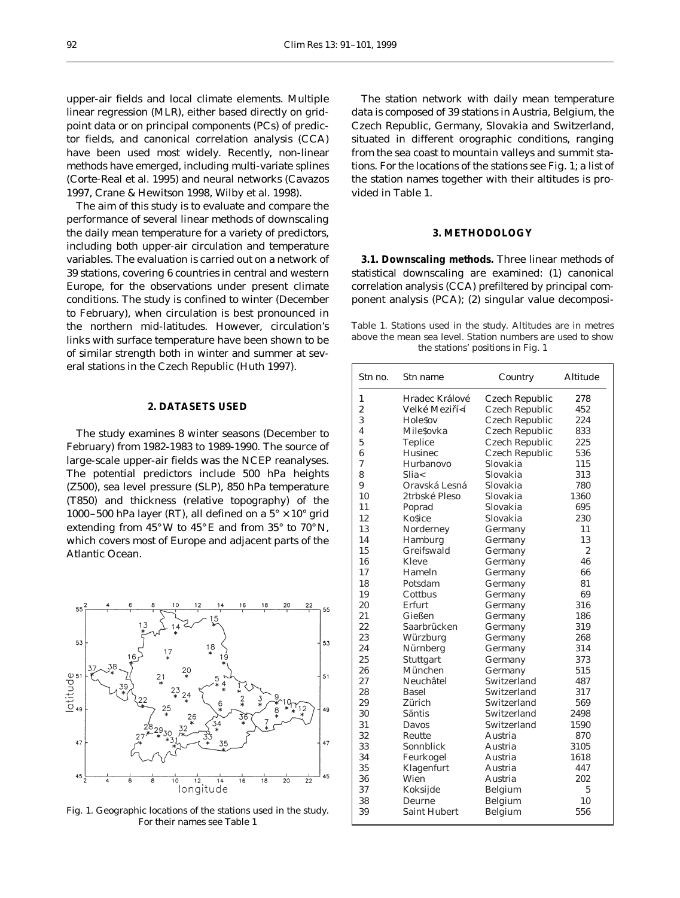upper-air fields and local climate elements. Multiple linear regression (MLR), either based directly on grid-point data or on principal components (PCs) of predictor fields, and canonical correlation analysis (CCA) have been used most widely. Recently, non-linear methods have emerged, including multi-variate splines (Corte-Real et al. 1995) and neural networks (Cavazos 1997, Crane & Hewitson 1998, Wilby et al. 1998).

The aim of this study is to evaluate and compare the performance of several linear methods of downscaling the daily mean temperature for a variety of predictors, including both upper-air circulation and temperature variables. The evaluation is carried out on a network of 39 stations, covering 6 countries in central and western Europe, for the observations under present climate conditions. The study is confined to winter (December to February), when circulation is best pronounced in the northern mid-latitudes. However, circulation's links with surface temperature have been shown to be of similar strength both in winter and summer at several stations in the Czech Republic (Huth 1997).

## 2. DATASETS USED

The study examines 8 winter seasons (December to February) from 1982-1983 to 1989-1990. The source of large-scale upper-air fields was the NCEP reanalyses. The potential predictors include 500 hPa heights (Z500), sea level pressure (SLP), 850 hPa temperature (T850) and thickness (relative topography) of the 1000–500 hPa layer (RT), all defined on a 5° × 10° grid extending from 45° W to 45° E and from 35° to 70° N, which covers most of Europe and adjacent parts of the Atlantic Ocean.

55 2 4 6 8 10 12 14 16 18 20 22 55
53 53
51 51
49 49
47 47
45 45
2 4 6 8 10 12 14 16 18 20 22
latitude
longitude
13 14 15 16 17 18 19 37 38 20 21 5 4 1 39 23 24 2 3 9 10 11 12 22 6 8 25 26 36 7 28 29 30 32 34 27 31 33 35

Fig. 1. Geographic locations of the stations used in the study. For their names see Table 1

The station network with daily mean temperature data is composed of 39 stations in Austria, Belgium, the Czech Republic, Germany, Slovakia and Switzerland, situated in different orographic conditions, ranging from the sea coast to mountain valleys and summit stations. For the locations of the stations see Fig. 1; a list of the station names together with their altitudes is provided in Table 1.

## 3. METHODOLOGY

**3.1. Downscaling methods.** Three linear methods of statistical downscaling are examined: (1) canonical correlation analysis (CCA) prefiltered by principal component analysis (PCA); (2) singular value decomposi-

Table 1. Stations used in the study. Altitudes are in metres above the mean sea level. Station numbers are used to show the stations' positions in Fig. 1

| Stn no. | Stn name | Country | Altitude |
|---|---|---|---|
| 1 | Hradec Králové | Czech Republic | 278 |
| 2 | Velké Meziříčí | Czech Republic | 452 |
| 3 | Holešov | Czech Republic | 224 |
| 4 | Milešovka | Czech Republic | 833 |
| 5 | Teplice | Czech Republic | 225 |
| 6 | Husinec | Czech Republic | 536 |
| 7 | Hurbanovo | Slovakia | 115 |
| 8 | Sliač | Slovakia | 313 |
| 9 | Oravská Lesná | Slovakia | 780 |
| 10 | Štrbské Pleso | Slovakia | 1360 |
| 11 | Poprad | Slovakia | 695 |
| 12 | Košice | Slovakia | 230 |
| 13 | Norderney | Germany | 11 |
| 14 | Hamburg | Germany | 13 |
| 15 | Greifswald | Germany | 2 |
| 16 | Kleve | Germany | 46 |
| 17 | Hameln | Germany | 66 |
| 18 | Potsdam | Germany | 81 |
| 19 | Cottbus | Germany | 69 |
| 20 | Erfurt | Germany | 316 |
| 21 | Gießen | Germany | 186 |
| 22 | Saarbrücken | Germany | 319 |
| 23 | Würzburg | Germany | 268 |
| 24 | Nürnberg | Germany | 314 |
| 25 | Stuttgart | Germany | 373 |
| 26 | München | Germany | 515 |
| 27 | Neuchâtel | Switzerland | 487 |
| 28 | Basel | Switzerland | 317 |
| 29 | Zürich | Switzerland | 569 |
| 30 | Säntis | Switzerland | 2498 |
| 31 | Davos | Switzerland | 1590 |
| 32 | Reutte | Austria | 870 |
| 33 | Sonnblick | Austria | 3105 |
| 34 | Feurkogel | Austria | 1618 |
| 35 | Klagenfurt | Austria | 447 |
| 36 | Wien | Austria | 202 |
| 37 | Koksijde | Belgium | 5 |
| 38 | Deurne | Belgium | 10 |
| 39 | Saint Hubert | Belgium | 556 |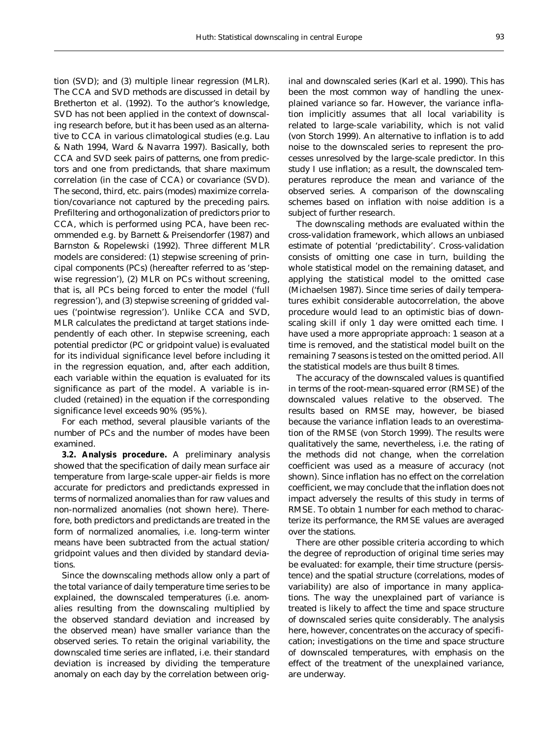tion (SVD); and (3) multiple linear regression (MLR). The CCA and SVD methods are discussed in detail by Bretherton et al. (1992). To the author's knowledge, SVD has not been applied in the context of downscaling research before, but it has been used as an alternative to CCA in various climatological studies (e.g. Lau & Nath 1994, Ward & Navarra 1997). Basically, both CCA and SVD seek pairs of patterns, one from predictors and one from predictands, that share maximum correlation (in the case of CCA) or covariance (SVD). The second, third, etc. pairs (modes) maximize correlation/covariance not captured by the preceding pairs. Prefiltering and orthogonalization of predictors prior to CCA, which is performed using PCA, have been recommended e.g. by Barnett & Preisendorfer (1987) and Barnston & Ropelewski (1992). Three different MLR models are considered: (1) stepwise screening of principal components (PCs) (hereafter referred to as 'stepwise regression'), (2) MLR on PCs without screening, that is, all PCs being forced to enter the model ('full regression'), and (3) stepwise screening of gridded values ('pointwise regression'). Unlike CCA and SVD, MLR calculates the predictand at target stations independently of each other. In stepwise screening, each potential predictor (PC or gridpoint value) is evaluated for its individual significance level before including it in the regression equation, and, after each addition, each variable within the equation is evaluated for its significance as part of the model. A variable is included (retained) in the equation if the corresponding significance level exceeds 90% (95%).

For each method, several plausible variants of the number of PCs and the number of modes have been examined.

**3.2. Analysis procedure.** A preliminary analysis showed that the specification of daily mean surface air temperature from large-scale upper-air fields is more accurate for predictors and predictands expressed in terms of normalized anomalies than for raw values and non-normalized anomalies (not shown here). Therefore, both predictors and predictands are treated in the form of normalized anomalies, i.e. long-term winter means have been subtracted from the actual station/gridpoint values and then divided by standard deviations.

Since the downscaling methods allow only a part of the total variance of daily temperature time series to be explained, the downscaled temperatures (i.e. anomalies resulting from the downscaling multiplied by the observed standard deviation and increased by the observed mean) have smaller variance than the observed series. To retain the original variability, the downscaled time series are inflated, i.e. their standard deviation is increased by dividing the temperature anomaly on each day by the correlation between original and downscaled series (Karl et al. 1990). This has been the most common way of handling the unexplained variance so far. However, the variance inflation implicitly assumes that all local variability is related to large-scale variability, which is not valid (von Storch 1999). An alternative to inflation is to add noise to the downscaled series to represent the processes unresolved by the large-scale predictor. In this study I use inflation; as a result, the downscaled temperatures reproduce the mean and variance of the observed series. A comparison of the downscaling schemes based on inflation with noise addition is a subject of further research.

The downscaling methods are evaluated within the cross-validation framework, which allows an unbiased estimate of potential 'predictability'. Cross-validation consists of omitting one case in turn, building the whole statistical model on the remaining dataset, and applying the statistical model to the omitted case (Michaelsen 1987). Since time series of daily temperatures exhibit considerable autocorrelation, the above procedure would lead to an optimistic bias of downscaling skill if only 1 day were omitted each time. I have used a more appropriate approach: 1 season at a time is removed, and the statistical model built on the remaining 7 seasons is tested on the omitted period. All the statistical models are thus built 8 times.

The accuracy of the downscaled values is quantified in terms of the root-mean-squared error (RMSE) of the downscaled values relative to the observed. The results based on RMSE may, however, be biased because the variance inflation leads to an overestimation of the RMSE (von Storch 1999). The results were qualitatively the same, nevertheless, i.e. the rating of the methods did not change, when the correlation coefficient was used as a measure of accuracy (not shown). Since inflation has no effect on the correlation coefficient, we may conclude that the inflation does not impact adversely the results of this study in terms of RMSE. To obtain 1 number for each method to characterize its performance, the RMSE values are averaged over the stations.

There are other possible criteria according to which the degree of reproduction of original time series may be evaluated: for example, their time structure (persistence) and the spatial structure (correlations, modes of variability) are also of importance in many applications. The way the unexplained part of variance is treated is likely to affect the time and space structure of downscaled series quite considerably. The analysis here, however, concentrates on the accuracy of specification; investigations on the time and space structure of downscaled temperatures, with emphasis on the effect of the treatment of the unexplained variance, are underway.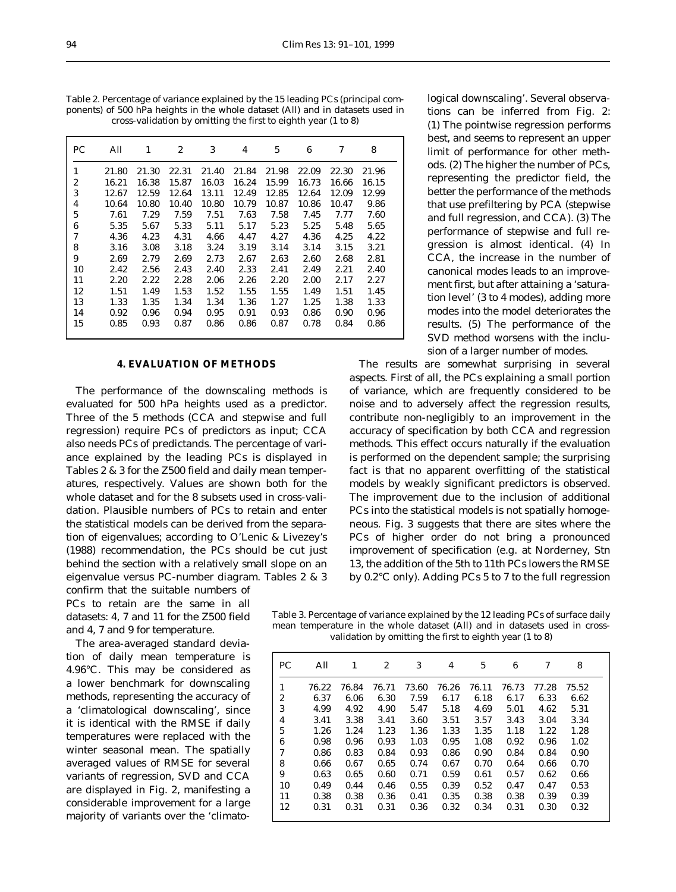Table 2. Percentage of variance explained by the 15 leading PCs (principal components) of 500 hPa heights in the whole dataset (All) and in datasets used in cross-validation by omitting the first to eighth year (1 to 8)

| PC | All | 1 | 2 | 3 | 4 | 5 | 6 | 7 | 8 |
|---|---|---|---|---|---|---|---|---|---|
| 1 | 21.80 | 21.30 | 22.31 | 21.40 | 21.84 | 21.98 | 22.09 | 22.30 | 21.96 |
| 2 | 16.21 | 16.38 | 15.87 | 16.03 | 16.24 | 15.99 | 16.73 | 16.66 | 16.15 |
| 3 | 12.67 | 12.59 | 12.64 | 13.11 | 12.49 | 12.85 | 12.64 | 12.09 | 12.99 |
| 4 | 10.64 | 10.80 | 10.40 | 10.80 | 10.79 | 10.87 | 10.86 | 10.47 | 9.86 |
| 5 | 7.61 | 7.29 | 7.59 | 7.51 | 7.63 | 7.58 | 7.45 | 7.77 | 7.60 |
| 6 | 5.35 | 5.67 | 5.33 | 5.11 | 5.17 | 5.23 | 5.25 | 5.48 | 5.65 |
| 7 | 4.36 | 4.23 | 4.31 | 4.66 | 4.47 | 4.27 | 4.36 | 4.25 | 4.22 |
| 8 | 3.16 | 3.08 | 3.18 | 3.24 | 3.19 | 3.14 | 3.14 | 3.15 | 3.21 |
| 9 | 2.69 | 2.79 | 2.69 | 2.73 | 2.67 | 2.63 | 2.60 | 2.68 | 2.81 |
| 10 | 2.42 | 2.56 | 2.43 | 2.40 | 2.33 | 2.41 | 2.49 | 2.21 | 2.40 |
| 11 | 2.20 | 2.22 | 2.28 | 2.06 | 2.26 | 2.20 | 2.00 | 2.17 | 2.27 |
| 12 | 1.51 | 1.49 | 1.53 | 1.52 | 1.55 | 1.55 | 1.49 | 1.51 | 1.45 |
| 13 | 1.33 | 1.35 | 1.34 | 1.34 | 1.36 | 1.27 | 1.25 | 1.38 | 1.33 |
| 14 | 0.92 | 0.96 | 0.94 | 0.95 | 0.91 | 0.93 | 0.86 | 0.90 | 0.96 |
| 15 | 0.85 | 0.93 | 0.87 | 0.86 | 0.86 | 0.87 | 0.78 | 0.84 | 0.86 |

## 4. EVALUATION OF METHODS

The performance of the downscaling methods is evaluated for 500 hPa heights used as a predictor. Three of the 5 methods (CCA and stepwise and full regression) require PCs of predictors as input; CCA also needs PCs of predictands. The percentage of variance explained by the leading PCs is displayed in Tables 2 & 3 for the Z500 field and daily mean temperatures, respectively. Values are shown both for the whole dataset and for the 8 subsets used in cross-validation. Plausible numbers of PCs to retain and enter the statistical models can be derived from the separation of eigenvalues; according to O'Lenic & Livezey's (1988) recommendation, the PCs should be cut just behind the section with a relatively small slope on an eigenvalue versus PC-number diagram. Tables 2 & 3 confirm that the suitable numbers of PCs to retain are the same in all datasets: 4, 7 and 11 for the Z500 field and 4, 7 and 9 for temperature.

The area-averaged standard deviation of daily mean temperature is 4.96°C. This may be considered as a lower benchmark for downscaling methods, representing the accuracy of a 'climatological downscaling', since it is identical with the RMSE if daily temperatures were replaced with the winter seasonal mean. The spatially averaged values of RMSE for several variants of regression, SVD and CCA are displayed in Fig. 2, manifesting a considerable improvement for a large majority of variants over the 'climatological downscaling'. Several observations can be inferred from Fig. 2: (1) The pointwise regression performs best, and seems to represent an upper limit of performance for other methods. (2) The higher the number of PCs, representing the predictor field, the better the performance of the methods that use prefiltering by PCA (stepwise and full regression, and CCA). (3) The performance of stepwise and full regression is almost identical. (4) In CCA, the increase in the number of canonical modes leads to an improvement first, but after attaining a 'saturation level' (3 to 4 modes), adding more modes into the model deteriorates the results. (5) The performance of the SVD method worsens with the inclusion of a larger number of modes.

The results are somewhat surprising in several aspects. First of all, the PCs explaining a small portion of variance, which are frequently considered to be noise and to adversely affect the regression results, contribute non-negligibly to an improvement in the accuracy of specification by both CCA and regression methods. This effect occurs naturally if the evaluation is performed on the dependent sample; the surprising fact is that no apparent overfitting of the statistical models by weakly significant predictors is observed. The improvement due to the inclusion of additional PCs into the statistical models is not spatially homogeneous. Fig. 3 suggests that there are sites where the PCs of higher order do not bring a pronounced improvement of specification (e.g. at Norderney, Stn 13, the addition of the 5th to 11th PCs lowers the RMSE by 0.2°C only). Adding PCs 5 to 7 to the full regression

Table 3. Percentage of variance explained by the 12 leading PCs of surface daily mean temperature in the whole dataset (All) and in datasets used in cross-validation by omitting the first to eighth year (1 to 8)

| PC | All | 1 | 2 | 3 | 4 | 5 | 6 | 7 | 8 |
|---|---|---|---|---|---|---|---|---|---|
| 1 | 76.22 | 76.84 | 76.71 | 73.60 | 76.26 | 76.11 | 76.73 | 77.28 | 75.52 |
| 2 | 6.37 | 6.06 | 6.30 | 7.59 | 6.17 | 6.18 | 6.17 | 6.33 | 6.62 |
| 3 | 4.99 | 4.92 | 4.90 | 5.47 | 5.18 | 4.69 | 5.01 | 4.62 | 5.31 |
| 4 | 3.41 | 3.38 | 3.41 | 3.60 | 3.51 | 3.57 | 3.43 | 3.04 | 3.34 |
| 5 | 1.26 | 1.24 | 1.23 | 1.36 | 1.33 | 1.35 | 1.18 | 1.22 | 1.28 |
| 6 | 0.98 | 0.96 | 0.93 | 1.03 | 0.95 | 1.08 | 0.92 | 0.96 | 1.02 |
| 7 | 0.86 | 0.83 | 0.84 | 0.93 | 0.86 | 0.90 | 0.84 | 0.84 | 0.90 |
| 8 | 0.66 | 0.67 | 0.65 | 0.74 | 0.67 | 0.70 | 0.64 | 0.66 | 0.70 |
| 9 | 0.63 | 0.65 | 0.60 | 0.71 | 0.59 | 0.61 | 0.57 | 0.62 | 0.66 |
| 10 | 0.49 | 0.44 | 0.46 | 0.55 | 0.39 | 0.52 | 0.47 | 0.47 | 0.53 |
| 11 | 0.38 | 0.38 | 0.36 | 0.41 | 0.35 | 0.38 | 0.38 | 0.39 | 0.39 |
| 12 | 0.31 | 0.31 | 0.31 | 0.36 | 0.32 | 0.34 | 0.31 | 0.30 | 0.32 |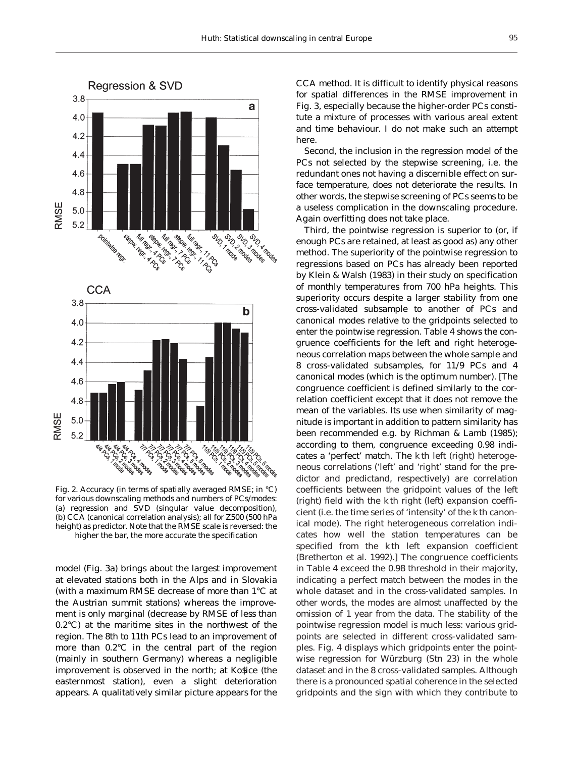Regression & SVD

a

RMSE

3.8 4.0 4.2 4.4 4.6 4.8 5.0 5.2

pointwise regr. stepw. regr., 4 PCs full regr., 4 PCs stepw. regr., 7 PCs full regr., 7 PCs stepw. regr., 11 PCs full regr., 11 PCs SVD, 1 mode SVD, 2 modes SVD, 3 modes SVD, 4 modes

CCA

b

RMSE

3.8 4.0 4.2 4.4 4.6 4.8 5.0 5.2

4/4 PCs, 1 mode 4/4 PCs, 2 modes 4/4 PCs, 3 modes 4/4 PCs, 4 modes 7/7 PCs, 1 mode 7/7 PCs, 2 modes 7/7 PCs, 3 modes 7/7 PCs, 4 modes 7/7 PCs, 5 modes 7/7 PCs, 6 modes 11/9 PCs, 1 mode 11/9 PCs, 2 modes 11/9 PCs, 3 modes 11/9 PCs, 4 modes 11/9 PCs, 5 modes 11/9 PCs, 6 modes

Fig. 2. Accuracy (in terms of spatially averaged RMSE; in °C) for various downscaling methods and numbers of PCs/modes: (a) regression and SVD (singular value decomposition), (b) CCA (canonical correlation analysis); all for Z500 (500 hPa height) as predictor. Note that the RMSE scale is reversed: the higher the bar, the more accurate the specification

model (Fig. 3a) brings about the largest improvement at elevated stations both in the Alps and in Slovakia (with a maximum RMSE decrease of more than 1°C at the Austrian summit stations) whereas the improvement is only marginal (decrease by RMSE of less than 0.2°C) at the maritime sites in the northwest of the region. The 8th to 11th PCs lead to an improvement of more than 0.2°C in the central part of the region (mainly in southern Germany) whereas a negligible improvement is observed in the north; at Košice (the easternmost station), even a slight deterioration appears. A qualitatively similar picture appears for the CCA method. It is difficult to identify physical reasons for spatial differences in the RMSE improvement in Fig. 3, especially because the higher-order PCs constitute a mixture of processes with various areal extent and time behaviour. I do not make such an attempt here.

Second, the inclusion in the regression model of the PCs not selected by the stepwise screening, i.e. the redundant ones not having a discernible effect on surface temperature, does not deteriorate the results. In other words, the stepwise screening of PCs seems to be a useless complication in the downscaling procedure. Again overfitting does not take place.

Third, the pointwise regression is superior to (or, if enough PCs are retained, at least as good as) any other method. The superiority of the pointwise regression to regressions based on PCs has already been reported by Klein & Walsh (1983) in their study on specification of monthly temperatures from 700 hPa heights. This superiority occurs despite a larger stability from one cross-validated subsample to another of PCs and canonical modes relative to the gridpoints selected to enter the pointwise regression. Table 4 shows the congruence coefficients for the left and right heterogeneous correlation maps between the whole sample and 8 cross-validated subsamples, for 11/9 PCs and 4 canonical modes (which is the optimum number). [The congruence coefficient is defined similarly to the correlation coefficient except that it does not remove the mean of the variables. Its use when similarity of magnitude is important in addition to pattern similarity has been recommended e.g. by Richman & Lamb (1985); according to them, congruence exceeding 0.98 indicates a 'perfect' match. The *k*th left (right) heterogeneous correlations ('left' and 'right' stand for the predictor and predictand, respectively) are correlation coefficients between the gridpoint values of the left (right) field with the *k*th right (left) expansion coefficient (i.e. the time series of 'intensity' of the *k*th canonical mode). The right heterogeneous correlation indicates how well the station temperatures can be specified from the *k*th left expansion coefficient (Bretherton et al. 1992).] The congruence coefficients in Table 4 exceed the 0.98 threshold in their majority, indicating a perfect match between the modes in the whole dataset and in the cross-validated samples. In other words, the modes are almost unaffected by the omission of 1 year from the data. The stability of the pointwise regression model is much less: various gridpoints are selected in different cross-validated samples. Fig. 4 displays which gridpoints enter the pointwise regression for Würzburg (Stn 23) in the whole dataset and in the 8 cross-validated samples. Although there is a pronounced spatial coherence in the selected gridpoints and the sign with which they contribute to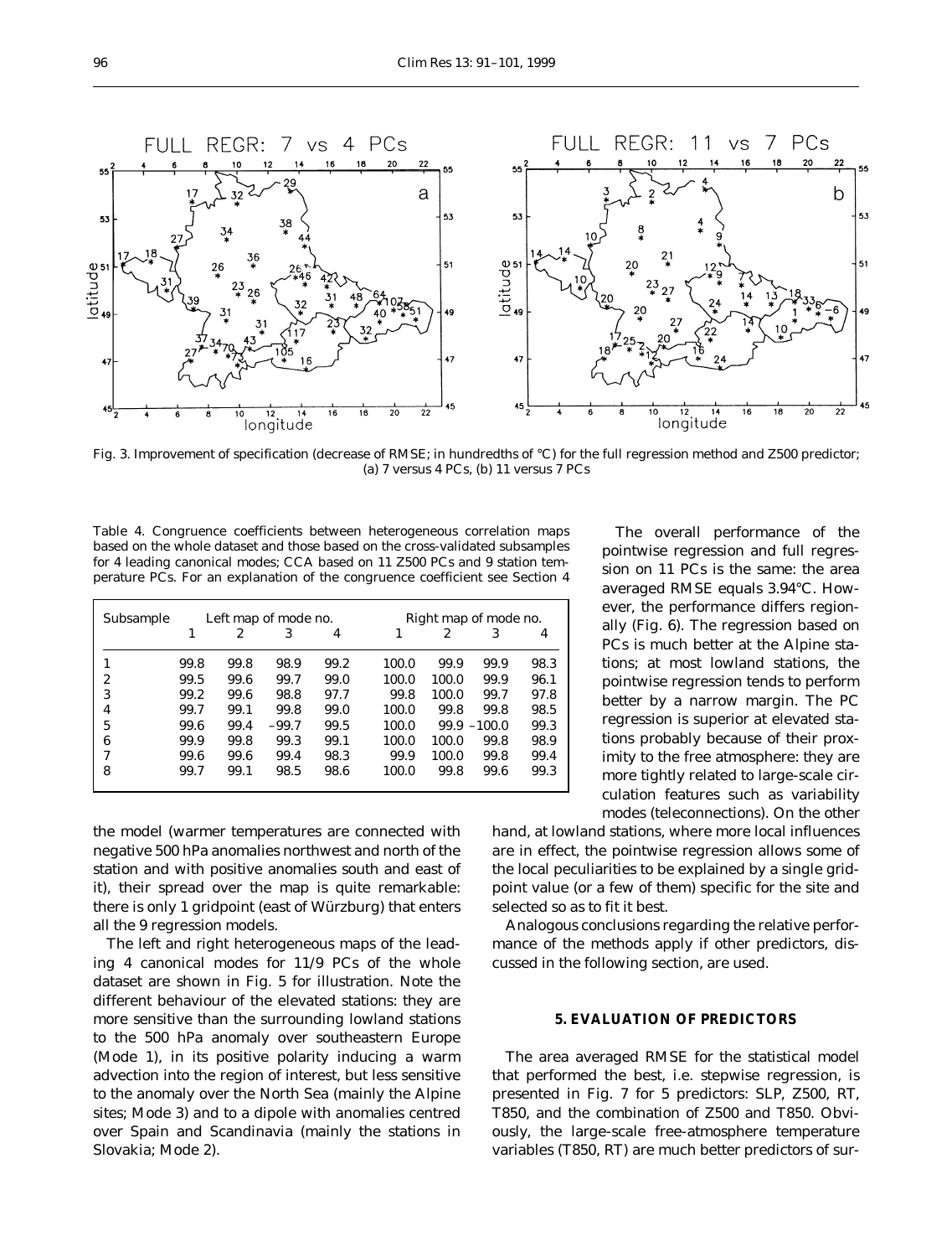FULL REGR: 7 vs 4 PCs

FULL REGR: 11 vs 7 PCs

Fig. 3. Improvement of specification (decrease of RMSE; in hundredths of °C) for the full regression method and Z500 predictor; (a) 7 versus 4 PCs, (b) 11 versus 7 PCs

Table 4. Congruence coefficients between heterogeneous correlation maps based on the whole dataset and those based on the cross-validated subsamples for 4 leading canonical modes; CCA based on 11 Z500 PCs and 9 station temperature PCs. For an explanation of the congruence coefficient see Section 4

| Subsample | Left map of mode no. | | | | Right map of mode no. | | | |
|---|---|---|---|---|---|---|---|---|
| | 1 | 2 | 3 | 4 | 1 | 2 | 3 | 4 |
| 1 | 99.8 | 99.8 | 98.9 | 99.2 | 100.0 | 99.9 | 99.9 | 98.3 |
| 2 | 99.5 | 99.6 | 99.7 | 99.0 | 100.0 | 100.0 | 99.9 | 96.1 |
| 3 | 99.2 | 99.6 | 98.8 | 97.7 | 99.8 | 100.0 | 99.7 | 97.8 |
| 4 | 99.7 | 99.1 | 99.8 | 99.0 | 100.0 | 99.8 | 99.8 | 98.5 |
| 5 | 99.6 | 99.4 | −99.7 | 99.5 | 100.0 | 99.9 | −100.0 | 99.3 |
| 6 | 99.9 | 99.8 | 99.3 | 99.1 | 100.0 | 100.0 | 99.8 | 98.9 |
| 7 | 99.6 | 99.6 | 99.4 | 98.3 | 99.9 | 100.0 | 99.8 | 99.4 |
| 8 | 99.7 | 99.1 | 98.5 | 98.6 | 100.0 | 99.8 | 99.6 | 99.3 |

the model (warmer temperatures are connected with negative 500 hPa anomalies northwest and north of the station and with positive anomalies south and east of it), their spread over the map is quite remarkable: there is only 1 gridpoint (east of Würzburg) that enters all the 9 regression models.

The left and right heterogeneous maps of the leading 4 canonical modes for 11/9 PCs of the whole dataset are shown in Fig. 5 for illustration. Note the different behaviour of the elevated stations: they are more sensitive than the surrounding lowland stations to the 500 hPa anomaly over southeastern Europe (Mode 1), in its positive polarity inducing a warm advection into the region of interest, but less sensitive to the anomaly over the North Sea (mainly the Alpine sites; Mode 3) and to a dipole with anomalies centred over Spain and Scandinavia (mainly the stations in Slovakia; Mode 2).

The overall performance of the pointwise regression and full regression on 11 PCs is the same: the area averaged RMSE equals 3.94°C. However, the performance differs regionally (Fig. 6). The regression based on PCs is much better at the Alpine stations; at most lowland stations, the pointwise regression tends to perform better by a narrow margin. The PC regression is superior at elevated stations probably because of their proximity to the free atmosphere: they are more tightly related to large-scale circulation features such as variability modes (teleconnections). On the other hand, at lowland stations, where more local influences are in effect, the pointwise regression allows some of the local peculiarities to be explained by a single gridpoint value (or a few of them) specific for the site and selected so as to fit it best.

Analogous conclusions regarding the relative performance of the methods apply if other predictors, discussed in the following section, are used.

## 5. EVALUATION OF PREDICTORS

The area averaged RMSE for the statistical model that performed the best, i.e. stepwise regression, is presented in Fig. 7 for 5 predictors: SLP, Z500, RT, T850, and the combination of Z500 and T850. Obviously, the large-scale free-atmosphere temperature variables (T850, RT) are much better predictors of sur-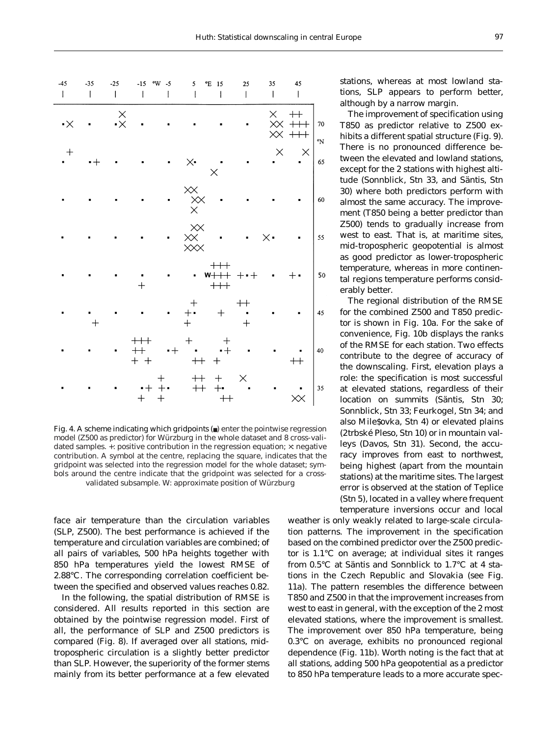-45 -35 -25 -15 °W -5 5 °E 15 25 35 45

70 °N 65 60 55 50 45 40 35

W

Fig. 4. A scheme indicating which gridpoints (■) enter the pointwise regression model (Z500 as predictor) for Würzburg in the whole dataset and 8 cross-validated samples. +: positive contribution in the regression equation; ×: negative contribution. A symbol at the centre, replacing the square, indicates that the gridpoint was selected into the regression model for the whole dataset; symbols around the centre indicate that the gridpoint was selected for a cross-validated subsample. W: approximate position of Würzburg

face air temperature than the circulation variables (SLP, Z500). The best performance is achieved if the temperature and circulation variables are combined; of all pairs of variables, 500 hPa heights together with 850 hPa temperatures yield the lowest RMSE of 2.88°C. The corresponding correlation coefficient between the specified and observed values reaches 0.82.

In the following, the spatial distribution of RMSE is considered. All results reported in this section are obtained by the pointwise regression model. First of all, the performance of SLP and Z500 predictors is compared (Fig. 8). If averaged over all stations, mid-tropospheric circulation is a slightly better predictor than SLP. However, the superiority of the former stems mainly from its better performance at a few elevated stations, whereas at most lowland stations, SLP appears to perform better, although by a narrow margin.

The improvement of specification using T850 as predictor relative to Z500 exhibits a different spatial structure (Fig. 9). There is no pronounced difference between the elevated and lowland stations, except for the 2 stations with highest altitude (Sonnblick, Stn 33, and Säntis, Stn 30) where both predictors perform with almost the same accuracy. The improvement (T850 being a better predictor than Z500) tends to gradually increase from west to east. That is, at maritime sites, mid-tropospheric geopotential is almost as good predictor as lower-tropospheric temperature, whereas in more continental regions temperature performs considerably better.

The regional distribution of the RMSE for the combined Z500 and T850 predictor is shown in Fig. 10a. For the sake of convenience, Fig. 10b displays the ranks of the RMSE for each station. Two effects contribute to the degree of accuracy of the downscaling. First, elevation plays a role: the specification is most successful at elevated stations, regardless of their location on summits (Säntis, Stn 30; Sonnblick, Stn 33; Feurkogel, Stn 34; and also Milešovka, Stn 4) or elevated plains (Štrbské Pleso, Stn 10) or in mountain valleys (Davos, Stn 31). Second, the accuracy improves from east to northwest, being highest (apart from the mountain stations) at the maritime sites. The largest error is observed at the station of Teplice (Stn 5), located in a valley where frequent temperature inversions occur and local weather is only weakly related to large-scale circulation patterns. The improvement in the specification based on the combined predictor over the Z500 predictor is 1.1°C on average; at individual sites it ranges from 0.5°C at Säntis and Sonnblick to 1.7°C at 4 stations in the Czech Republic and Slovakia (see Fig. 11a). The pattern resembles the difference between T850 and Z500 in that the improvement increases from west to east in general, with the exception of the 2 most elevated stations, where the improvement is smallest. The improvement over 850 hPa temperature, being 0.3°C on average, exhibits no pronounced regional dependence (Fig. 11b). Worth noting is the fact that at all stations, adding 500 hPa geopotential as a predictor to 850 hPa temperature leads to a more accurate spec-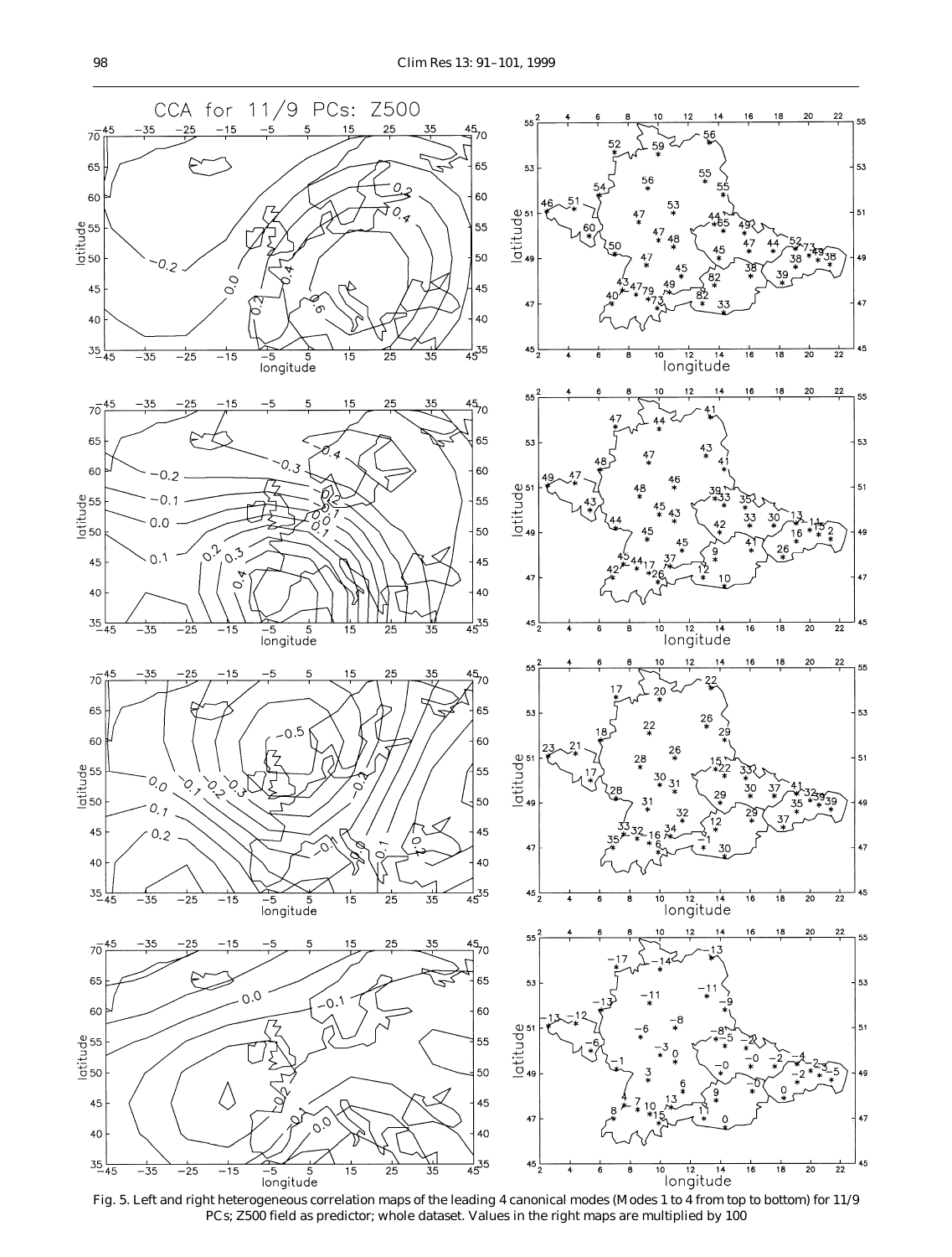CCA for 11/9 PCs: Z500

Fig. 5. Left and right heterogeneous correlation maps of the leading 4 canonical modes (Modes 1 to 4 from top to bottom) for 11/9 PCs; Z500 field as predictor; whole dataset. Values in the right maps are multiplied by 100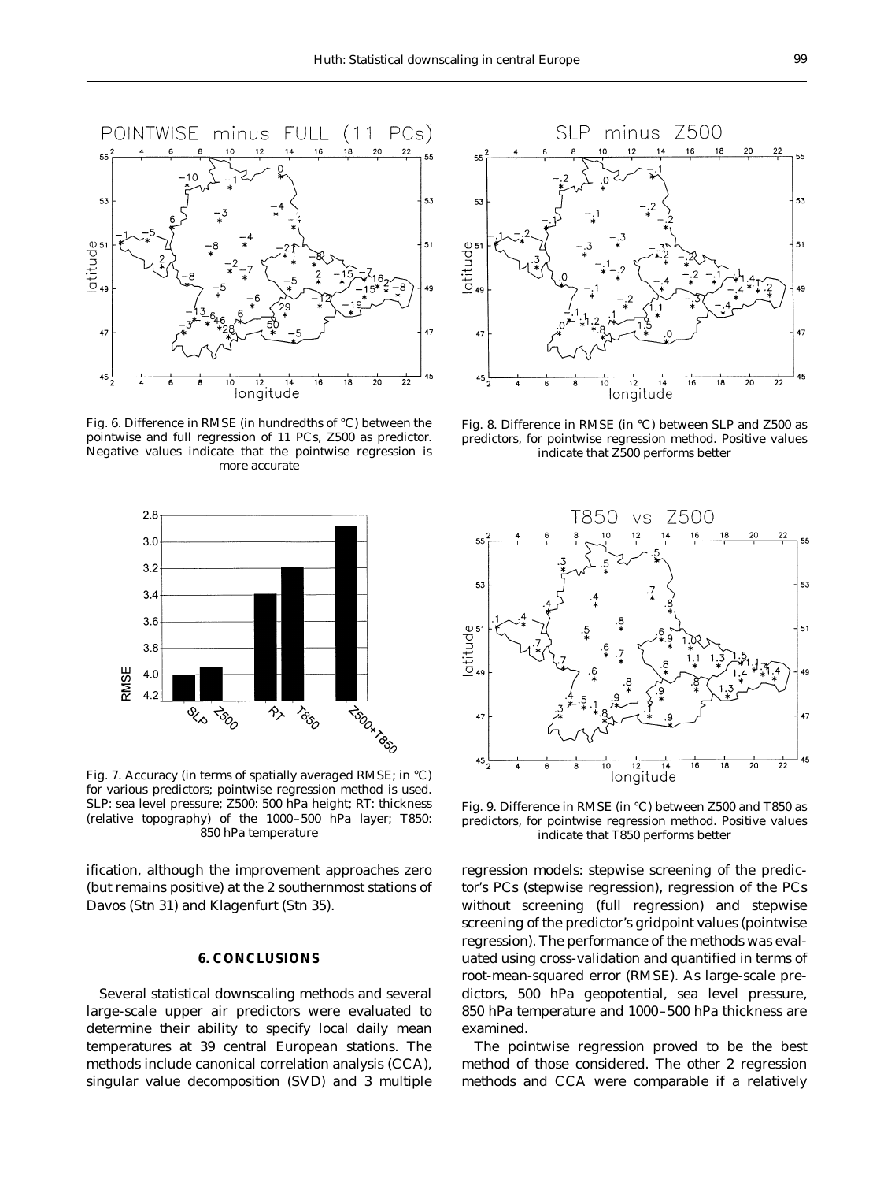POINTWISE minus FULL (11 PCs)

latitude

longitude

Fig. 6. Difference in RMSE (in hundredths of °C) between the pointwise and full regression of 11 PCs, Z500 as predictor. Negative values indicate that the pointwise regression is more accurate

SLP minus Z500

latitude

longitude

Fig. 8. Difference in RMSE (in °C) between SLP and Z500 as predictors, for pointwise regression method. Positive values indicate that Z500 performs better

RMSE

SLP Z500 RT T850 Z500+T850

Fig. 7. Accuracy (in terms of spatially averaged RMSE; in °C) for various predictors; pointwise regression method is used. SLP: sea level pressure; Z500: 500 hPa height; RT: thickness (relative topography) of the 1000–500 hPa layer; T850: 850 hPa temperature

T850 vs Z500

latitude

longitude

Fig. 9. Difference in RMSE (in °C) between Z500 and T850 as predictors, for pointwise regression method. Positive values indicate that T850 performs better

ification, although the improvement approaches zero (but remains positive) at the 2 southernmost stations of Davos (Stn 31) and Klagenfurt (Stn 35).

## 6. CONCLUSIONS

Several statistical downscaling methods and several large-scale upper air predictors were evaluated to determine their ability to specify local daily mean temperatures at 39 central European stations. The methods include canonical correlation analysis (CCA), singular value decomposition (SVD) and 3 multiple regression models: stepwise screening of the predictor's PCs (stepwise regression), regression of the PCs without screening (full regression) and stepwise screening of the predictor's gridpoint values (pointwise regression). The performance of the methods was evaluated using cross-validation and quantified in terms of root-mean-squared error (RMSE). As large-scale predictors, 500 hPa geopotential, sea level pressure, 850 hPa temperature and 1000–500 hPa thickness are examined.

The pointwise regression proved to be the best method of those considered. The other 2 regression methods and CCA were comparable if a relatively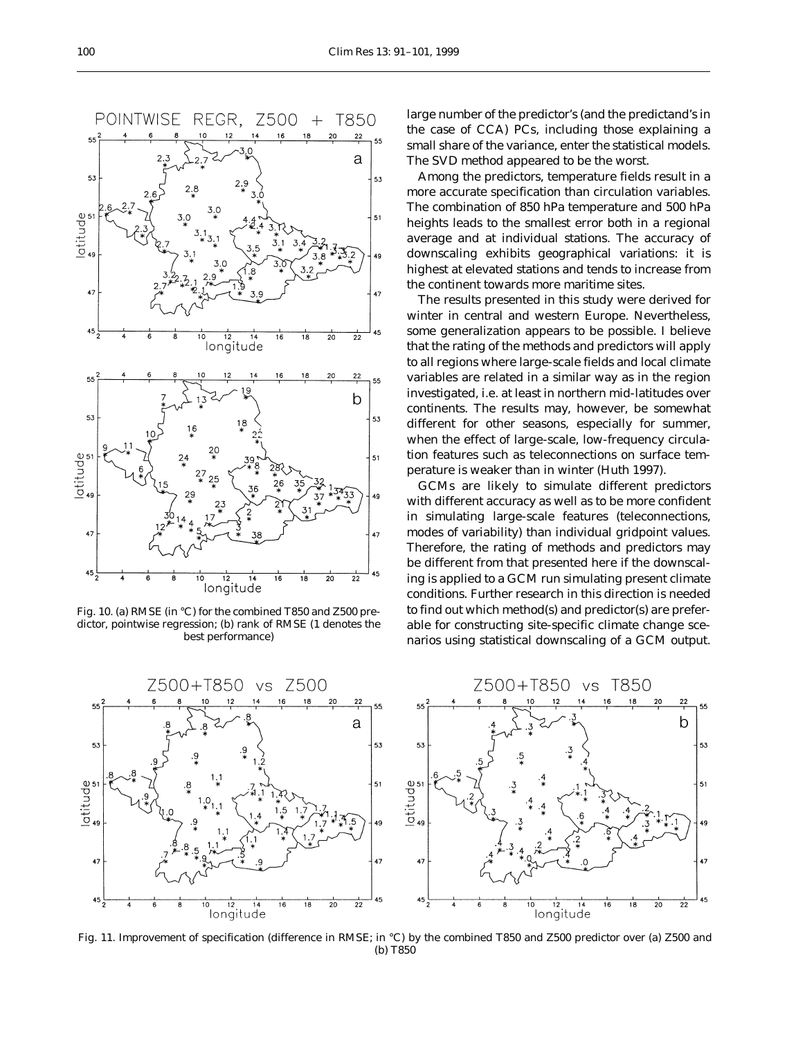POINTWISE REGR, Z500 + T850

Fig. 10. (a) RMSE (in °C) for the combined T850 and Z500 predictor, pointwise regression; (b) rank of RMSE (1 denotes the best performance)

large number of the predictor's (and the predictand's in the case of CCA) PCs, including those explaining a small share of the variance, enter the statistical models. The SVD method appeared to be the worst.

Among the predictors, temperature fields result in a more accurate specification than circulation variables. The combination of 850 hPa temperature and 500 hPa heights leads to the smallest error both in a regional average and at individual stations. The accuracy of downscaling exhibits geographical variations: it is highest at elevated stations and tends to increase from the continent towards more maritime sites.

The results presented in this study were derived for winter in central and western Europe. Nevertheless, some generalization appears to be possible. I believe that the rating of the methods and predictors will apply to all regions where large-scale fields and local climate variables are related in a similar way as in the region investigated, i.e. at least in northern mid-latitudes over continents. The results may, however, be somewhat different for other seasons, especially for summer, when the effect of large-scale, low-frequency circulation features such as teleconnections on surface temperature is weaker than in winter (Huth 1997).

GCMs are likely to simulate different predictors with different accuracy as well as to be more confident in simulating large-scale features (teleconnections, modes of variability) than individual gridpoint values. Therefore, the rating of methods and predictors may be different from that presented here if the downscaling is applied to a GCM run simulating present climate conditions. Further research in this direction is needed to find out which method(s) and predictor(s) are preferable for constructing site-specific climate change scenarios using statistical downscaling of a GCM output.

Z500+T850 vs Z500

Z500+T850 vs T850

Fig. 11. Improvement of specification (difference in RMSE; in °C) by the combined T850 and Z500 predictor over (a) Z500 and (b) T850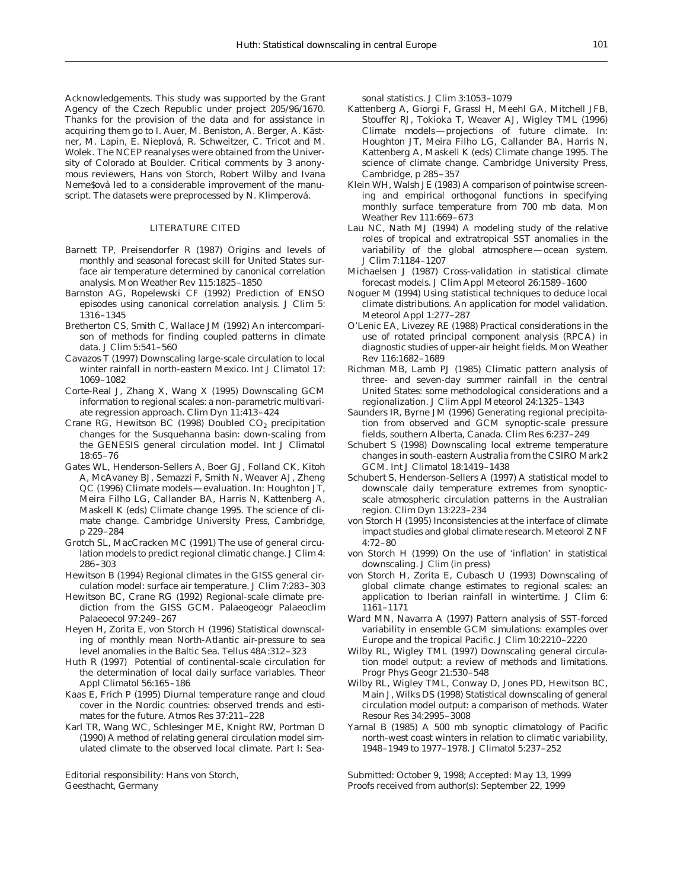Acknowledgements. This study was supported by the Grant Agency of the Czech Republic under project 205/96/1670. Thanks for the provision of the data and for assistance in acquiring them go to I. Auer, M. Beniston, A. Berger, A. Kästner, M. Lapin, E. Nieplová, R. Schweitzer, C. Tricot and M. Wolek. The NCEP reanalyses were obtained from the University of Colorado at Boulder. Critical comments by 3 anonymous reviewers, Hans von Storch, Robert Wilby and Ivana Nemešová led to a considerable improvement of the manuscript. The datasets were preprocessed by N. Klimperová.

## LITERATURE CITED

Barnett TP, Preisendorfer R (1987) Origins and levels of monthly and seasonal forecast skill for United States surface air temperature determined by canonical correlation analysis. Mon Weather Rev 115:1825–1850

Barnston AG, Ropelewski CF (1992) Prediction of ENSO episodes using canonical correlation analysis. J Clim 5: 1316–1345

Bretherton CS, Smith C, Wallace JM (1992) An intercomparison of methods for finding coupled patterns in climate data. J Clim 5:541–560

Cavazos T (1997) Downscaling large-scale circulation to local winter rainfall in north-eastern Mexico. Int J Climatol 17: 1069–1082

Corte-Real J, Zhang X, Wang X (1995) Downscaling GCM information to regional scales: a non-parametric multivariate regression approach. Clim Dyn 11:413–424

Crane RG, Hewitson BC (1998) Doubled $CO_2$ precipitation changes for the Susquehanna basin: down-scaling from the GENESIS general circulation model. Int J Climatol 18:65–76

Gates WL, Henderson-Sellers A, Boer GJ, Folland CK, Kitoh A, McAvaney BJ, Semazzi F, Smith N, Weaver AJ, Zheng QC (1996) Climate models — evaluation. In: Houghton JT, Meira Filho LG, Callander BA, Harris N, Kattenberg A, Maskell K (eds) Climate change 1995. The science of climate change. Cambridge University Press, Cambridge, p 229–284

Grotch SL, MacCracken MC (1991) The use of general circulation models to predict regional climatic change. J Clim 4: 286–303

Hewitson B (1994) Regional climates in the GISS general circulation model: surface air temperature. J Clim 7:283–303

Hewitson BC, Crane RG (1992) Regional-scale climate prediction from the GISS GCM. Palaeogeogr Palaeoclim Palaeoecol 97:249–267

Heyen H, Zorita E, von Storch H (1996) Statistical downscaling of monthly mean North-Atlantic air-pressure to sea level anomalies in the Baltic Sea. Tellus 48A:312–323

Huth R (1997) Potential of continental-scale circulation for the determination of local daily surface variables. Theor Appl Climatol 56:165–186

Kaas E, Frich P (1995) Diurnal temperature range and cloud cover in the Nordic countries: observed trends and estimates for the future. Atmos Res 37:211–228

Karl TR, Wang WC, Schlesinger ME, Knight RW, Portman D (1990) A method of relating general circulation model simulated climate to the observed local climate. Part I: Seasonal statistics. J Clim 3:1053–1079

Kattenberg A, Giorgi F, Grassl H, Meehl GA, Mitchell JFB, Stouffer RJ, Tokioka T, Weaver AJ, Wigley TML (1996) Climate models — projections of future climate. In: Houghton JT, Meira Filho LG, Callander BA, Harris N, Kattenberg A, Maskell K (eds) Climate change 1995. The science of climate change. Cambridge University Press, Cambridge, p 285–357

Klein WH, Walsh JE (1983) A comparison of pointwise screening and empirical orthogonal functions in specifying monthly surface temperature from 700 mb data. Mon Weather Rev 111:669–673

Lau NC, Nath MJ (1994) A modeling study of the relative roles of tropical and extratropical SST anomalies in the variability of the global atmosphere — ocean system. J Clim 7:1184–1207

Michaelsen J (1987) Cross-validation in statistical climate forecast models. J Clim Appl Meteorol 26:1589–1600

Noguer M (1994) Using statistical techniques to deduce local climate distributions. An application for model validation. Meteorol Appl 1:277–287

O'Lenic EA, Livezey RE (1988) Practical considerations in the use of rotated principal component analysis (RPCA) in diagnostic studies of upper-air height fields. Mon Weather Rev 116:1682–1689

Richman MB, Lamb PJ (1985) Climatic pattern analysis of three- and seven-day summer rainfall in the central United States: some methodological considerations and a regionalization. J Clim Appl Meteorol 24:1325–1343

Saunders IR, Byrne JM (1996) Generating regional precipitation from observed and GCM synoptic-scale pressure fields, southern Alberta, Canada. Clim Res 6:237–249

Schubert S (1998) Downscaling local extreme temperature changes in south-eastern Australia from the CSIRO Mark2 GCM. Int J Climatol 18:1419–1438

Schubert S, Henderson-Sellers A (1997) A statistical model to downscale daily temperature extremes from synoptic-scale atmospheric circulation patterns in the Australian region. Clim Dyn 13:223–234

von Storch H (1995) Inconsistencies at the interface of climate impact studies and global climate research. Meteorol Z NF 4:72–80

von Storch H (1999) On the use of 'inflation' in statistical downscaling. J Clim (in press)

von Storch H, Zorita E, Cubasch U (1993) Downscaling of global climate change estimates to regional scales: an application to Iberian rainfall in wintertime. J Clim 6: 1161–1171

Ward MN, Navarra A (1997) Pattern analysis of SST-forced variability in ensemble GCM simulations: examples over Europe and the tropical Pacific. J Clim 10:2210–2220

Wilby RL, Wigley TML (1997) Downscaling general circulation model output: a review of methods and limitations. Progr Phys Geogr 21:530–548

Wilby RL, Wigley TML, Conway D, Jones PD, Hewitson BC, Main J, Wilks DS (1998) Statistical downscaling of general circulation model output: a comparison of methods. Water Resour Res 34:2995–3008

Yarnal B (1985) A 500 mb synoptic climatology of Pacific north-west coast winters in relation to climatic variability, 1948–1949 to 1977–1978. J Climatol 5:237–252

Editorial responsibility: Hans von Storch, Geesthacht, Germany

Submitted: October 9, 1998; Accepted: May 13, 1999
Proofs received from author(s): September 22, 1999